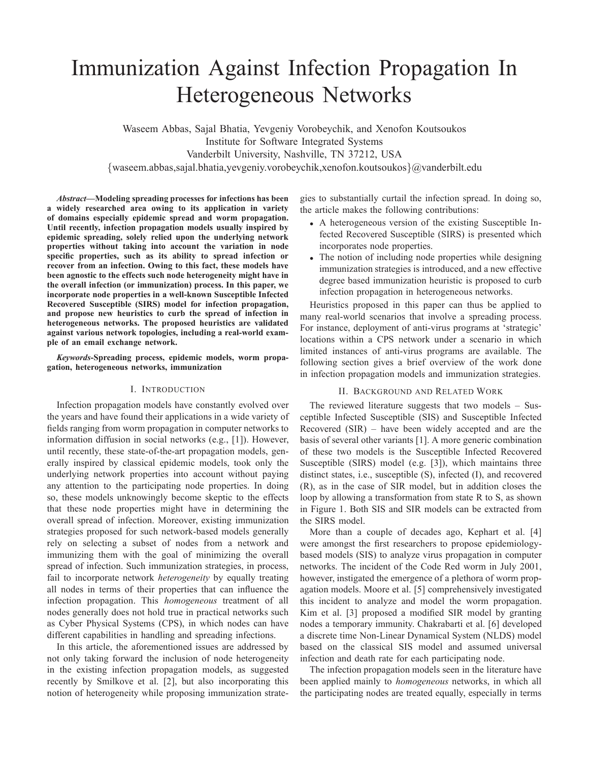# Immunization Against Infection Propagation In Heterogeneous Networks

Waseem Abbas, Sajal Bhatia, Yevgeniy Vorobeychik, and Xenofon Koutsoukos
Institute for Software Integrated Systems
Vanderbilt University, Nashville, TN 37212, USA
{waseem.abbas,sajal.bhatia,yevgeniy.vorobeychik,xenofon.koutsoukos}@vanderbilt.edu

***Abstract*—Modeling spreading processes for infections has been a widely researched area owing to its application in variety of domains especially epidemic spread and worm propagation. Until recently, infection propagation models usually inspired by epidemic spreading, solely relied upon the underlying network properties without taking into account the variation in node specific properties, such as its ability to spread infection or recover from an infection. Owing to this fact, these models have been agnostic to the effects such node heterogeneity might have in the overall infection (or immunization) process. In this paper, we incorporate node properties in a well-known Susceptible Infected Recovered Susceptible (SIRS) model for infection propagation, and propose new heuristics to curb the spread of infection in heterogeneous networks. The proposed heuristics are validated against various network topologies, including a real-world example of an email exchange network.**

***Keywords*-Spreading process, epidemic models, worm propagation, heterogeneous networks, immunization**

## I. Introduction

Infection propagation models have constantly evolved over the years and have found their applications in a wide variety of fields ranging from worm propagation in computer networks to information diffusion in social networks (e.g., [1]). However, until recently, these state-of-the-art propagation models, generally inspired by classical epidemic models, took only the underlying network properties into account without paying any attention to the participating node properties. In doing so, these models unknowingly become skeptic to the effects that these node properties might have in determining the overall spread of infection. Moreover, existing immunization strategies proposed for such network-based models generally rely on selecting a subset of nodes from a network and immunizing them with the goal of minimizing the overall spread of infection. Such immunization strategies, in process, fail to incorporate network *heterogeneity* by equally treating all nodes in terms of their properties that can influence the infection propagation. This *homogeneous* treatment of all nodes generally does not hold true in practical networks such as Cyber Physical Systems (CPS), in which nodes can have different capabilities in handling and spreading infections.

In this article, the aforementioned issues are addressed by not only taking forward the inclusion of node heterogeneity in the existing infection propagation models, as suggested recently by Smilkove et al. [2], but also incorporating this notion of heterogeneity while proposing immunization strategies to substantially curtail the infection spread. In doing so, the article makes the following contributions:

- A heterogeneous version of the existing Susceptible Infected Recovered Susceptible (SIRS) is presented which incorporates node properties.
- The notion of including node properties while designing immunization strategies is introduced, and a new effective degree based immunization heuristic is proposed to curb infection propagation in heterogeneous networks.

Heuristics proposed in this paper can thus be applied to many real-world scenarios that involve a spreading process. For instance, deployment of anti-virus programs at 'strategic' locations within a CPS network under a scenario in which limited instances of anti-virus programs are available. The following section gives a brief overview of the work done in infection propagation models and immunization strategies.

## II. Background and Related Work

The reviewed literature suggests that two models – Susceptible Infected Susceptible (SIS) and Susceptible Infected Recovered (SIR) – have been widely accepted and are the basis of several other variants [1]. A more generic combination of these two models is the Susceptible Infected Recovered Susceptible (SIRS) model (e.g. [3]), which maintains three distinct states, i.e., susceptible (S), infected (I), and recovered (R), as in the case of SIR model, but in addition closes the loop by allowing a transformation from state R to S, as shown in Figure 1. Both SIS and SIR models can be extracted from the SIRS model.

More than a couple of decades ago, Kephart et al. [4] were amongst the first researchers to propose epidemiology-based models (SIS) to analyze virus propagation in computer networks. The incident of the Code Red worm in July 2001, however, instigated the emergence of a plethora of worm propagation models. Moore et al. [5] comprehensively investigated this incident to analyze and model the worm propagation. Kim et al. [3] proposed a modified SIR model by granting nodes a temporary immunity. Chakrabarti et al. [6] developed a discrete time Non-Linear Dynamical System (NLDS) model based on the classical SIS model and assumed universal infection and death rate for each participating node.

The infection propagation models seen in the literature have been applied mainly to *homogeneous* networks, in which all the participating nodes are treated equally, especially in terms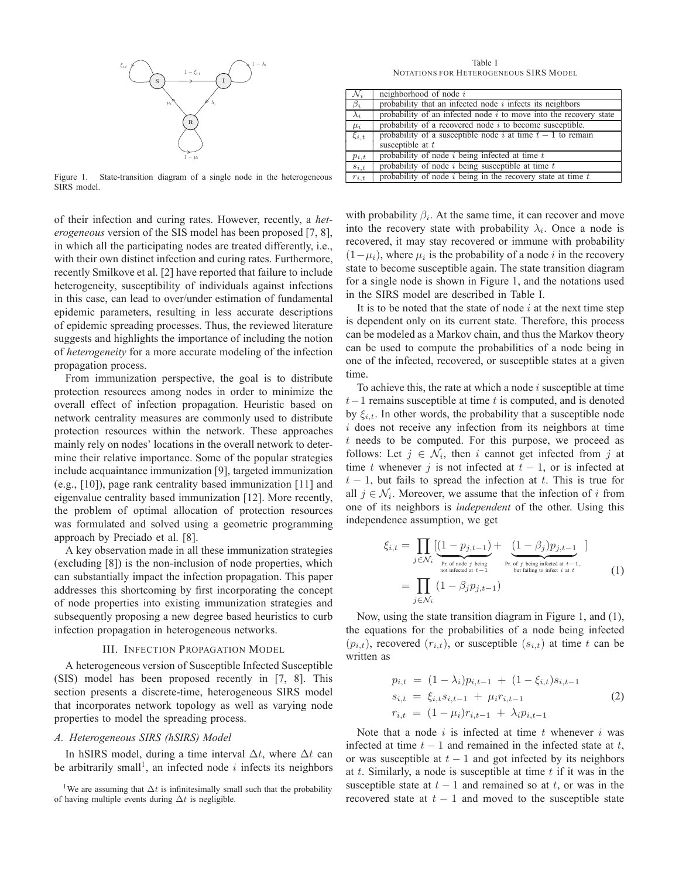Figure 1. State-transition diagram of a single node in the heterogeneous SIRS model.

Table I
NOTATIONS FOR HETEROGENEOUS SIRS MODEL

| | |
|---|---|
| $\mathcal{N}_i$ | neighborhood of node $i$ |
| $\beta_i$ | probability that an infected node $i$ infects its neighbors |
| $\lambda_i$ | probability of an infected node $i$ to move into the recovery state |
| $\mu_i$ | probability of a recovered node $i$ to become susceptible. |
| $\xi_{i,t}$ | probability of a susceptible node $i$ at time $t-1$ to remain susceptible at $t$ |
| $p_{i,t}$ | probability of node $i$ being infected at time $t$ |
| $s_{i,t}$ | probability of node $i$ being susceptible at time $t$ |
| $r_{i,t}$ | probability of node $i$ being in the recovery state at time $t$ |

of their infection and curing rates. However, recently, a *heterogeneous* version of the SIS model has been proposed [7, 8], in which all the participating nodes are treated differently, i.e., with their own distinct infection and curing rates. Furthermore, recently Smilkove et al. [2] have reported that failure to include heterogeneity, susceptibility of individuals against infections in this case, can lead to over/under estimation of fundamental epidemic parameters, resulting in less accurate descriptions of epidemic spreading processes. Thus, the reviewed literature suggests and highlights the importance of including the notion of *heterogeneity* for a more accurate modeling of the infection propagation process.

From immunization perspective, the goal is to distribute protection resources among nodes in order to minimize the overall effect of infection propagation. Heuristic based on network centrality measures are commonly used to distribute protection resources within the network. These approaches mainly rely on nodes' locations in the overall network to determine their relative importance. Some of the popular strategies include acquaintance immunization [9], targeted immunization (e.g., [10]), page rank centrality based immunization [11] and eigenvalue centrality based immunization [12]. More recently, the problem of optimal allocation of protection resources was formulated and solved using a geometric programming approach by Preciado et al. [8].

A key observation made in all these immunization strategies (excluding [8]) is the non-inclusion of node properties, which can substantially impact the infection propagation. This paper addresses this shortcoming by first incorporating the concept of node properties into existing immunization strategies and subsequently proposing a new degree based heuristics to curb infection propagation in heterogeneous networks.

## III. INFECTION PROPAGATION MODEL

A heterogeneous version of Susceptible Infected Susceptible (SIS) model has been proposed recently in [7, 8]. This section presents a discrete-time, heterogeneous SIRS model that incorporates network topology as well as varying node properties to model the spreading process.

### A. Heterogeneous SIRS (hSIRS) Model

In hSIRS model, during a time interval $\Delta t$, where $\Delta t$ can be arbitrarily small[1], an infected node $i$ infects its neighbors with probability $\beta_i$. At the same time, it can recover and move into the recovery state with probability $\lambda_i$. Once a node is recovered, it may stay recovered or immune with probability $(1-\mu_i)$, where $\mu_i$ is the probability of a node $i$ in the recovery state to become susceptible again. The state transition diagram for a single node is shown in Figure 1, and the notations used in the SIRS model are described in Table I.

It is to be noted that the state of node $i$ at the next time step is dependent only on its current state. Therefore, this process can be modeled as a Markov chain, and thus the Markov theory can be used to compute the probabilities of a node being in one of the infected, recovered, or susceptible states at a given time.

To achieve this, the rate at which a node $i$ susceptible at time $t-1$ remains susceptible at time $t$ is computed, and is denoted by $\xi_{i,t}$. In other words, the probability that a susceptible node $i$ does not receive any infection from its neighbors at time $t$ needs to be computed. For this purpose, we proceed as follows: Let $j \in \mathcal{N}_i$, then $i$ cannot get infected from $j$ at time $t$ whenever $j$ is not infected at $t-1$, or is infected at $t-1$, but fails to spread the infection at $t$. This is true for all $j \in \mathcal{N}_i$. Moreover, we assume that the infection of $i$ from one of its neighbors is *independent* of the other. Using this independence assumption, we get

$$\begin{aligned}
\xi_{i,t} &= \prod_{j \in \mathcal{N}_i} [\underbrace{(1-p_{j,t-1})}_{\text{Pr. of node } j \text{ being not infected at } t-1} + \underbrace{(1-\beta_j)p_{j,t-1}}_{\text{Pr. of } j \text{ being infected at } t-1\text{, but failing to infect } i \text{ at } t}] \\
&= \prod_{j \in \mathcal{N}_i} (1-\beta_j p_{j,t-1})
\end{aligned} \tag{1}$$

Now, using the state transition diagram in Figure 1, and (1), the equations for the probabilities of a node being infected $(p_{i,t})$, recovered $(r_{i,t})$, or susceptible $(s_{i,t})$ at time $t$ can be written as

$$\begin{aligned}
p_{i,t} &= (1-\lambda_i)p_{i,t-1} + (1-\xi_{i,t})s_{i,t-1} \\
s_{i,t} &= \xi_{i,t}s_{i,t-1} + \mu_i r_{i,t-1} \\
r_{i,t} &= (1-\mu_i)r_{i,t-1} + \lambda_i p_{i,t-1}
\end{aligned} \tag{2}$$

Note that a node $i$ is infected at time $t$ whenever $i$ was infected at time $t-1$ and remained in the infected state at $t$, or was susceptible at $t-1$ and got infected by its neighbors at $t$. Similarly, a node is susceptible at time $t$ if it was in the susceptible state at $t-1$ and remained so at $t$, or was in the recovered state at $t-1$ and moved to the susceptible state

[1] We are assuming that $\Delta t$ is infinitesimally small such that the probability of having multiple events during $\Delta t$ is negligible.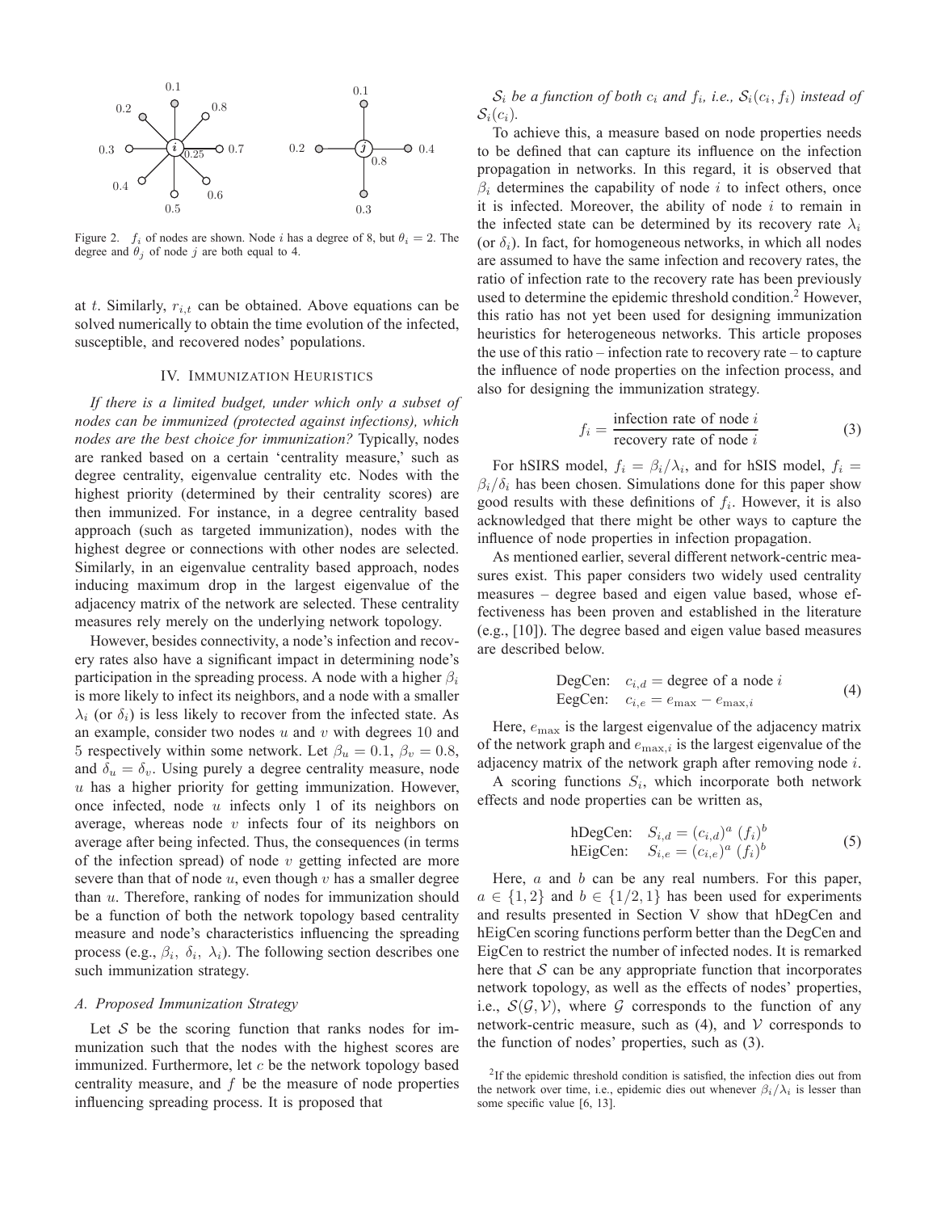Figure 2. $f_i$ of nodes are shown. Node $i$ has a degree of 8, but $\theta_i = 2$. The degree and $\theta_j$ of node $j$ are both equal to 4.

at $t$. Similarly, $r_{i,t}$ can be obtained. Above equations can be solved numerically to obtain the time evolution of the infected, susceptible, and recovered nodes' populations.

## IV. Immunization Heuristics

*If there is a limited budget, under which only a subset of nodes can be immunized (protected against infections), which nodes are the best choice for immunization?* Typically, nodes are ranked based on a certain 'centrality measure,' such as degree centrality, eigenvalue centrality etc. Nodes with the highest priority (determined by their centrality scores) are then immunized. For instance, in a degree centrality based approach (such as targeted immunization), nodes with the highest degree or connections with other nodes are selected. Similarly, in an eigenvalue centrality based approach, nodes inducing maximum drop in the largest eigenvalue of the adjacency matrix of the network are selected. These centrality measures rely merely on the underlying network topology.

However, besides connectivity, a node's infection and recovery rates also have a significant impact in determining node's participation in the spreading process. A node with a higher $\beta_i$ is more likely to infect its neighbors, and a node with a smaller $\lambda_i$ (or $\delta_i$) is less likely to recover from the infected state. As an example, consider two nodes $u$ and $v$ with degrees 10 and 5 respectively within some network. Let $\beta_u = 0.1$, $\beta_v = 0.8$, and $\delta_u = \delta_v$. Using purely a degree centrality measure, node $u$ has a higher priority for getting immunization. However, once infected, node $u$ infects only 1 of its neighbors on average, whereas node $v$ infects four of its neighbors on average after being infected. Thus, the consequences (in terms of the infection spread) of node $v$ getting infected are more severe than that of node $u$, even though $v$ has a smaller degree than $u$. Therefore, ranking of nodes for immunization should be a function of both the network topology based centrality measure and node's characteristics influencing the spreading process (e.g., $\beta_i$, $\delta_i$, $\lambda_i$). The following section describes one such immunization strategy.

### A. Proposed Immunization Strategy

Let $\mathcal{S}$ be the scoring function that ranks nodes for immunization such that the nodes with the highest scores are immunized. Furthermore, let $c$ be the network topology based centrality measure, and $f$ be the measure of node properties influencing spreading process. It is proposed that *$\mathcal{S}_i$ be a function of both $c_i$ and $f_i$, i.e., $\mathcal{S}_i(c_i, f_i)$ instead of $\mathcal{S}_i(c_i)$.*

To achieve this, a measure based on node properties needs to be defined that can capture its influence on the infection propagation in networks. In this regard, it is observed that $\beta_i$ determines the capability of node $i$ to infect others, once it is infected. Moreover, the ability of node $i$ to remain in the infected state can be determined by its recovery rate $\lambda_i$ (or $\delta_i$). In fact, for homogeneous networks, in which all nodes are assumed to have the same infection and recovery rates, the ratio of infection rate to the recovery rate has been previously used to determine the epidemic threshold condition.[2] However, this ratio has not yet been used for designing immunization heuristics for heterogeneous networks. This article proposes the use of this ratio – infection rate to recovery rate – to capture the influence of node properties on the infection process, and also for designing the immunization strategy.

$$f_i = \frac{\text{infection rate of node } i}{\text{recovery rate of node } i} \tag{3}$$

For hSIRS model, $f_i = \beta_i/\lambda_i$, and for hSIS model, $f_i = \beta_i/\delta_i$ has been chosen. Simulations done for this paper show good results with these definitions of $f_i$. However, it is also acknowledged that there might be other ways to capture the influence of node properties in infection propagation.

As mentioned earlier, several different network-centric measures exist. This paper considers two widely used centrality measures – degree based and eigen value based, whose effectiveness has been proven and established in the literature (e.g., [10]). The degree based and eigen value based measures are described below.

$$\begin{aligned} &\text{DegCen:} \quad c_{i,d} = \text{degree of a node } i \\ &\text{EegCen:} \quad c_{i,e} = e_{\max} - e_{\max,i} \end{aligned} \tag{4}$$

Here, $e_{\max}$ is the largest eigenvalue of the adjacency matrix of the network graph and $e_{\max,i}$ is the largest eigenvalue of the adjacency matrix of the network graph after removing node $i$.

A scoring functions $S_i$, which incorporate both network effects and node properties can be written as,

$$\begin{aligned} &\text{hDegCen:} \quad S_{i,d} = (c_{i,d})^a \ (f_i)^b \\ &\text{hEigCen:} \quad S_{i,e} = (c_{i,e})^a \ (f_i)^b \end{aligned} \tag{5}$$

Here, $a$ and $b$ can be any real numbers. For this paper, $a \in \{1, 2\}$ and $b \in \{1/2, 1\}$ has been used for experiments and results presented in Section V show that hDegCen and hEigCen scoring functions perform better than the DegCen and EigCen to restrict the number of infected nodes. It is remarked here that $\mathcal{S}$ can be any appropriate function that incorporates network topology, as well as the effects of nodes' properties, i.e., $\mathcal{S}(\mathcal{G}, \mathcal{V})$, where $\mathcal{G}$ corresponds to the function of any network-centric measure, such as (4), and $\mathcal{V}$ corresponds to the function of nodes' properties, such as (3).

[2] If the epidemic threshold condition is satisfied, the infection dies out from the network over time, i.e., epidemic dies out whenever $\beta_i/\lambda_i$ is lesser than some specific value [6, 13].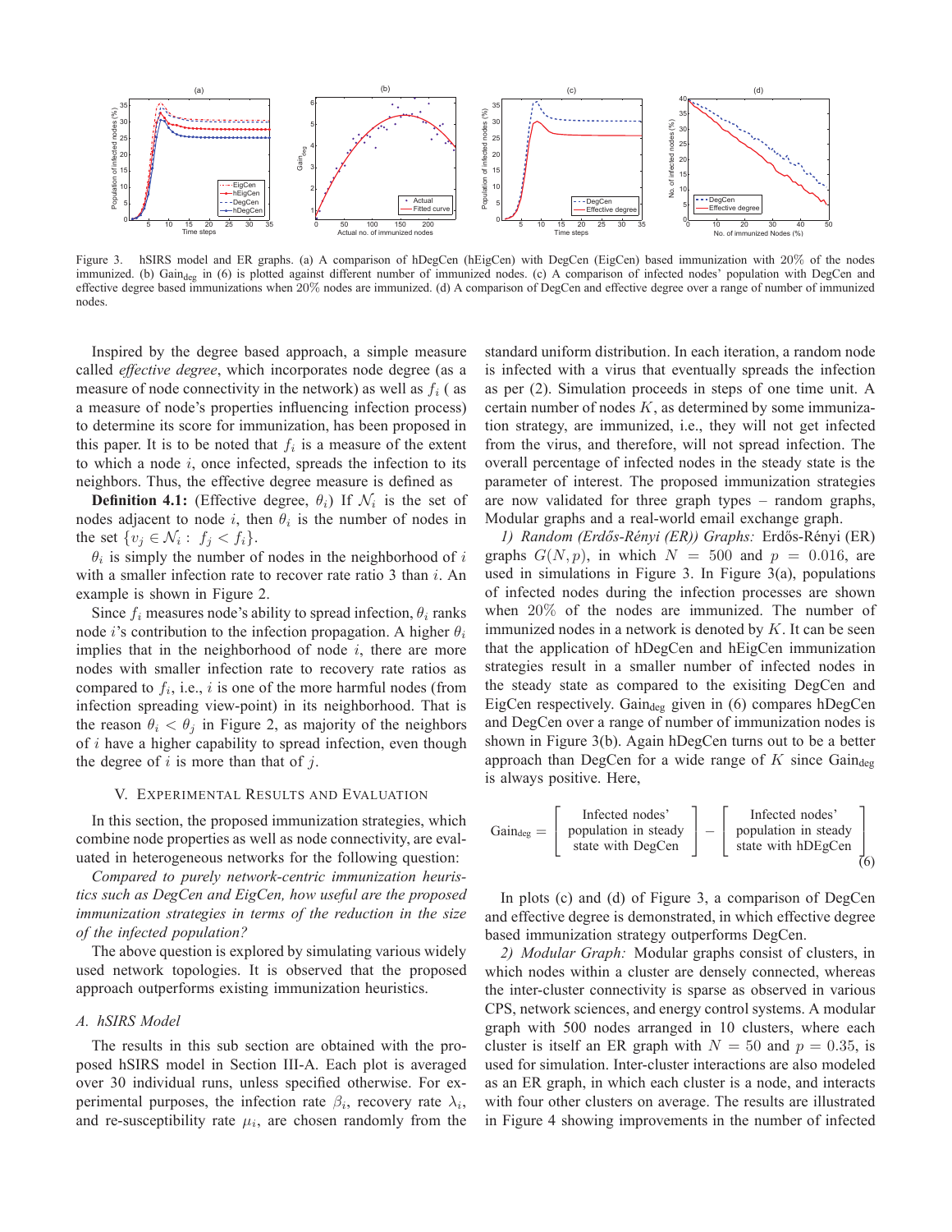Figure 3. hSIRS model and ER graphs. (a) A comparison of hDegCen (hEigCen) with DegCen (EigCen) based immunization with 20% of the nodes immunized. (b) $\text{Gain}_{\text{deg}}$ in (6) is plotted against different number of immunized nodes. (c) A comparison of infected nodes' population with DegCen and effective degree based immunizations when 20% nodes are immunized. (d) A comparison of DegCen and effective degree over a range of number of immunized nodes.

Inspired by the degree based approach, a simple measure called *effective degree*, which incorporates node degree (as a measure of node connectivity in the network) as well as $f_i$ (as a measure of node's properties influencing infection process) to determine its score for immunization, has been proposed in this paper. It is to be noted that $f_i$ is a measure of the extent to which a node $i$, once infected, spreads the infection to its neighbors. Thus, the effective degree measure is defined as

**Definition 4.1:** (Effective degree, $\theta_i$) If $\mathcal{N}_i$ is the set of nodes adjacent to node $i$, then $\theta_i$ is the number of nodes in the set $\{v_j \in \mathcal{N}_i : \; f_j < f_i\}$.

$\theta_i$ is simply the number of nodes in the neighborhood of $i$ with a smaller infection rate to recover rate ratio 3 than $i$. An example is shown in Figure 2.

Since $f_i$ measures node's ability to spread infection, $\theta_i$ ranks node $i$'s contribution to the infection propagation. A higher $\theta_i$ implies that in the neighborhood of node $i$, there are more nodes with smaller infection rate to recovery rate ratios as compared to $f_i$, i.e., $i$ is one of the more harmful nodes (from infection spreading view-point) in its neighborhood. That is the reason $\theta_i < \theta_j$ in Figure 2, as majority of the neighbors of $i$ have a higher capability to spread infection, even though the degree of $i$ is more than that of $j$.

## V. Experimental Results and Evaluation

In this section, the proposed immunization strategies, which combine node properties as well as node connectivity, are evaluated in heterogeneous networks for the following question:

*Compared to purely network-centric immunization heuristics such as DegCen and EigCen, how useful are the proposed immunization strategies in terms of the reduction in the size of the infected population?*

The above question is explored by simulating various widely used network topologies. It is observed that the proposed approach outperforms existing immunization heuristics.

### A. hSIRS Model

The results in this sub section are obtained with the proposed hSIRS model in Section III-A. Each plot is averaged over 30 individual runs, unless specified otherwise. For experimental purposes, the infection rate $\beta_i$, recovery rate $\lambda_i$, and re-susceptibility rate $\mu_i$, are chosen randomly from the standard uniform distribution. In each iteration, a random node is infected with a virus that eventually spreads the infection as per (2). Simulation proceeds in steps of one time unit. A certain number of nodes $K$, as determined by some immunization strategy, are immunized, i.e., they will not get infected from the virus, and therefore, will not spread infection. The overall percentage of infected nodes in the steady state is the parameter of interest. The proposed immunization strategies are now validated for three graph types – random graphs, Modular graphs and a real-world email exchange graph.

*1) Random (Erdős-Rényi (ER)) Graphs:* Erdős-Rényi (ER) graphs $G(N, p)$, in which $N = 500$ and $p = 0.016$, are used in simulations in Figure 3. In Figure 3(a), populations of infected nodes during the infection processes are shown when 20% of the nodes are immunized. The number of immunized nodes in a network is denoted by $K$. It can be seen that the application of hDegCen and hEigCen immunization strategies result in a smaller number of infected nodes in the steady state as compared to the exisiting DegCen and EigCen respectively. $\text{Gain}_{\text{deg}}$ given in (6) compares hDegCen and DegCen over a range of number of immunization nodes is shown in Figure 3(b). Again hDegCen turns out to be a better approach than DegCen for a wide range of $K$ since $\text{Gain}_{\text{deg}}$ is always positive. Here,

$$\text{Gain}_{\text{deg}} = \begin{bmatrix} \text{Infected nodes'} \\ \text{population in steady} \\ \text{state with DegCen} \end{bmatrix} - \begin{bmatrix} \text{Infected nodes'} \\ \text{population in steady} \\ \text{state with hDEgCen} \end{bmatrix} \tag{6}$$

In plots (c) and (d) of Figure 3, a comparison of DegCen and effective degree is demonstrated, in which effective degree based immunization strategy outperforms DegCen.

*2) Modular Graph:* Modular graphs consist of clusters, in which nodes within a cluster are densely connected, whereas the inter-cluster connectivity is sparse as observed in various CPS, network sciences, and energy control systems. A modular graph with 500 nodes arranged in 10 clusters, where each cluster is itself an ER graph with $N = 50$ and $p = 0.35$, is used for simulation. Inter-cluster interactions are also modeled as an ER graph, in which each cluster is a node, and interacts with four other clusters on average. The results are illustrated in Figure 4 showing improvements in the number of infected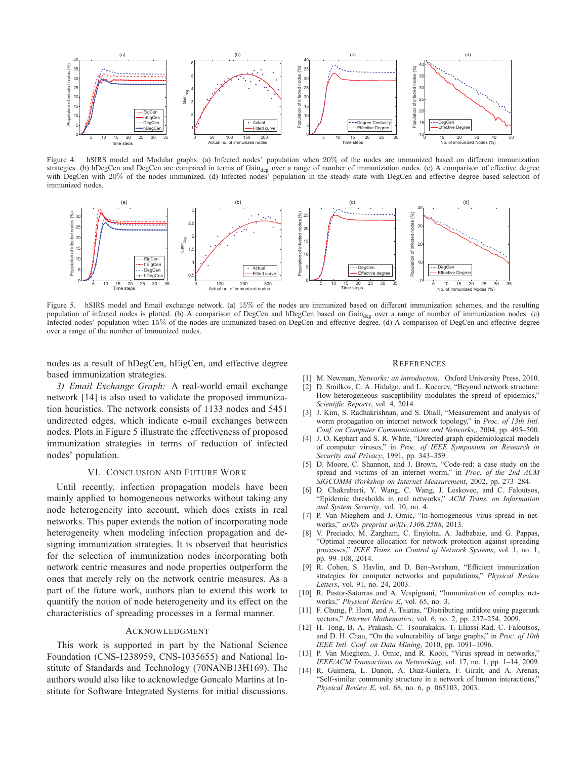(a)

Population of infected nodes (%)

40
35
30
25
20
15
10
5
0

5 10 15 20 25 30 35

Time steps

EigCen
hEigCen
DegCen
hDegCen

(b)

Gain$_{deg}$

6
5
4
3
2
1

0 50 100 150 200

Actual no. of immunized nodes

Actual
Fitted curve

(c)

Population of infected nodes (%)

40
35
30
25
20
15
10
5
0

5 10 15 20 25 30

Time steps

Degree Centrality
Effective Degree

(d)

Population of infected nodes (%)

40
35
30
25
20
15
10

0 10 20 30 40 50

No. of immunized Nodes (%)

DegCen
Effective Degree

Figure 4. hSIRS model and Modular graphs. (a) Infected nodes' population when 20% of the nodes are immunized based on different immunization strategies. (b) hDegCen and DegCen are compared in terms of Gain$_{\text{deg}}$ over a range of number of immunization nodes. (c) A comparison of effective degree with DegCen with 20% of the nodes immunized. (d) Infected nodes' population in the steady state with DegCen and effective degree based selection of immunized nodes.

(a)

Population of infected nodes (%)

30
25
20
15
10
5
0

5 10 15 20 25 30 35

Time steps

EigCen
hEigCen
DegCen
hDegCen

(b)

Gain$_{deg}$

3
2.5
2
1.5
1
0.5

0 100 200 300

Actual no. of immunized nodes

Actual
Fitted curve

(c)

Population of infected nodes (%)

25
20
15
10
5
0

5 10 15 20 25 30 35

Time steps

DegCen
Effective degree

(d)

Population of infected nodes (%)

40
30
20
10
0

5 10 15 20 25 30 35

No. of immunized Nodes (%)

DegCen
Effective Degree

Figure 5. hSIRS model and Email exchange network. (a) 15% of the nodes are immunized based on different immunization schemes, and the resulting population of infected nodes is plotted. (b) A comparison of DegCen and hDegCen based on Gain$_{\text{deg}}$ over a range of number of immunization nodes. (c) Infected nodes' population when 15% of the nodes are immunized based on DegCen and effective degree. (d) A comparison of DegCen and effective degree over a range of the number of immunized nodes.

nodes as a result of hDegCen, hEigCen, and effective degree based immunization strategies.

*3) Email Exchange Graph:* A real-world email exchange network [14] is also used to validate the proposed immunization heuristics. The network consists of 1133 nodes and 5451 undirected edges, which indicate e-mail exchanges between nodes. Plots in Figure 5 illustrate the effectiveness of proposed immunization strategies in terms of reduction of infected nodes' population.

## VI. Conclusion and Future Work

Until recently, infection propagation models have been mainly applied to homogeneous networks without taking any node heterogeneity into account, which does exists in real networks. This paper extends the notion of incorporating node heterogeneity when modeling infection propagation and designing immunization strategies. It is observed that heuristics for the selection of immunization nodes incorporating both network centric measures and node properties outperform the ones that merely rely on the network centric measures. As a part of the future work, authors plan to extend this work to quantify the notion of node heterogeneity and its effect on the characteristics of spreading processes in a formal manner.

## Acknowledgment

This work is supported in part by the National Science Foundation (CNS-1238959, CNS-1035655) and National Institute of Standards and Technology (70NANB13H169). The authors would also like to acknowledge Goncalo Martins at Institute for Software Integrated Systems for initial discussions.

## References

[1] M. Newman, *Networks: an introduction*. Oxford University Press, 2010.

[2] D. Smilkov, C. A. Hidalgo, and L. Kocarev, "Beyond network structure: How heterogeneous susceptibility modulates the spread of epidemics," *Scientific Reports*, vol. 4, 2014.

[3] J. Kim, S. Radhakrishnan, and S. Dhall, "Measurement and analysis of worm propagation on internet network topology," in *Proc. of 13th Intl. Conf. on Computer Communications and Networks,*, 2004, pp. 495–500.

[4] J. O. Kephart and S. R. White, "Directed-graph epidemiological models of computer viruses," in *Proc. of IEEE Symposium on Research in Security and Privacy*, 1991, pp. 343–359.

[5] D. Moore, C. Shannon, and J. Brown, "Code-red: a case study on the spread and victims of an internet worm," in *Proc. of the 2nd ACM SIGCOMM Workshop on Internet Measurement*, 2002, pp. 273–284.

[6] D. Chakrabarti, Y. Wang, C. Wang, J. Leskovec, and C. Faloutsos, "Epidemic thresholds in real networks," *ACM Trans. on Information and System Security*, vol. 10, no. 4.

[7] P. Van Mieghem and J. Omic, "In-homogeneous virus spread in networks," *arXiv preprint arXiv:1306.2588*, 2013.

[8] V. Preciado, M. Zargham, C. Enyioha, A. Jadbabaie, and G. Pappas, "Optimal resource allocation for network protection against spreading processes," *IEEE Trans. on Control of Network Systems*, vol. 1, no. 1, pp. 99–108, 2014.

[9] R. Cohen, S. Havlin, and D. Ben-Avraham, "Efficient immunization strategies for computer networks and populations," *Physical Review Letters*, vol. 91, no. 24, 2003.

[10] R. Pastor-Satorras and A. Vespignani, "Immunization of complex networks," *Physical Review E*, vol. 65, no. 3.

[11] F. Chung, P. Horn, and A. Tsiatas, "Distributing antidote using pagerank vectors," *Internet Mathematics*, vol. 6, no. 2, pp. 237–254, 2009.

[12] H. Tong, B. A. Prakash, C. Tsourakakis, T. Eliassi-Rad, C. Faloutsos, and D. H. Chau, "On the vulnerability of large graphs," in *Proc. of 10th IEEE Intl. Conf. on Data Mining*, 2010, pp. 1091–1096.

[13] P. Van Mieghem, J. Omic, and R. Kooij, "Virus spread in networks," *IEEE/ACM Transactions on Networking*, vol. 17, no. 1, pp. 1–14, 2009.

[14] R. Guimera, L. Danon, A. Diaz-Guilera, F. Giralt, and A. Arenas, "Self-similar community structure in a network of human interactions," *Physical Review E*, vol. 68, no. 6, p. 065103, 2003.